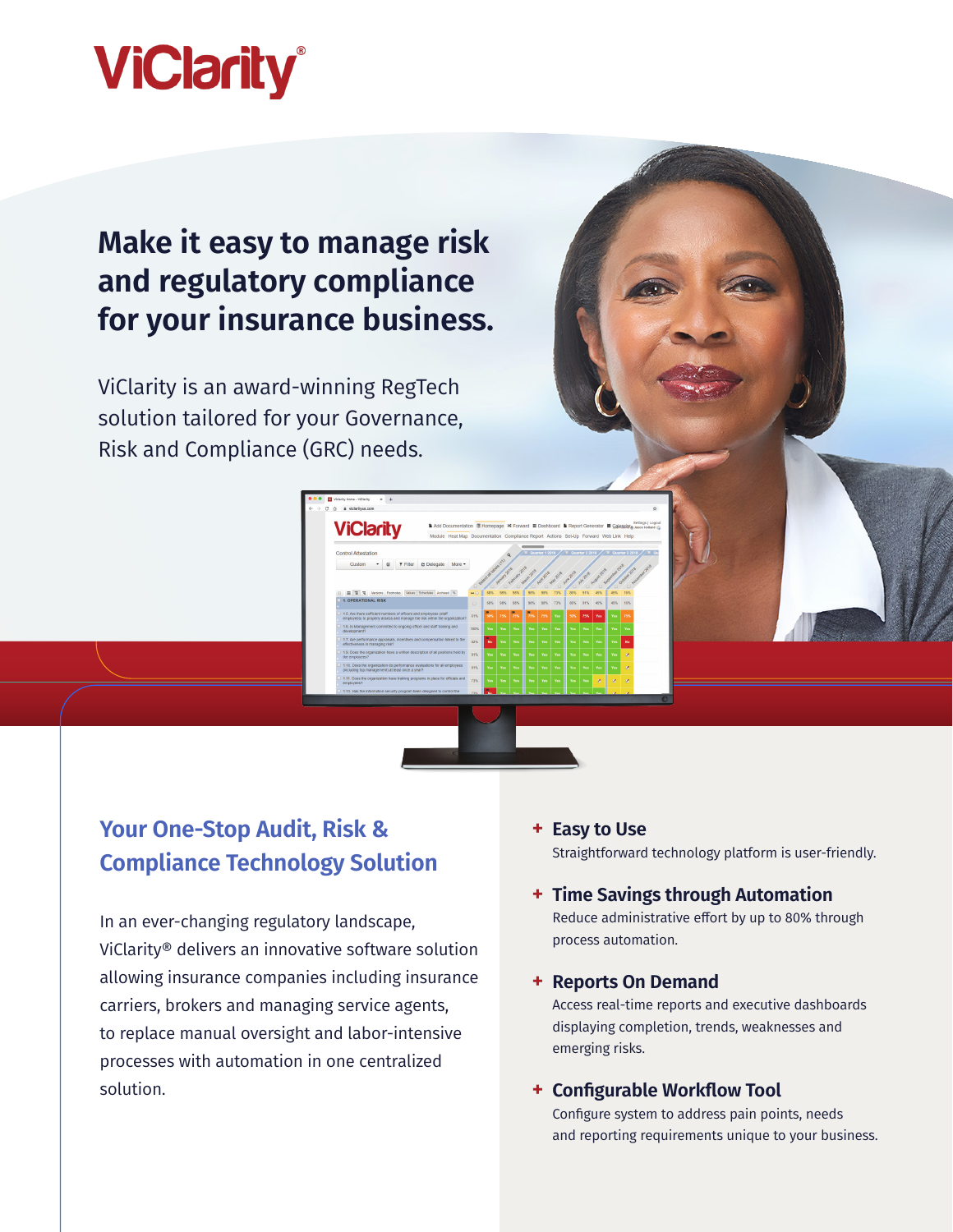ViClarity®

# Make it easy to manage risk and regulatory compliance for your insurance business.

ViClarity is an award-winning RegTech solution tailored for your Governance, Risk and Compliance (GRC) needs.

## Your One-Stop Audit, Risk & Compliance Technology Solution

In an ever-changing regulatory landscape, ViClarity® delivers an innovative software solution allowing insurance companies including insurance carriers, brokers and managing service agents, to replace manual oversight and labor-intensive processes with automation in one centralized solution.

### + Easy to Use

Straightforward technology platform is user-friendly.

### + Time Savings through Automation

Reduce administrative effort by up to 80% through process automation.

### + Reports On Demand

Access real-time reports and executive dashboards displaying completion, trends, weaknesses and emerging risks.

### + Configurable Workflow Tool

Configure system to address pain points, needs and reporting requirements unique to your business.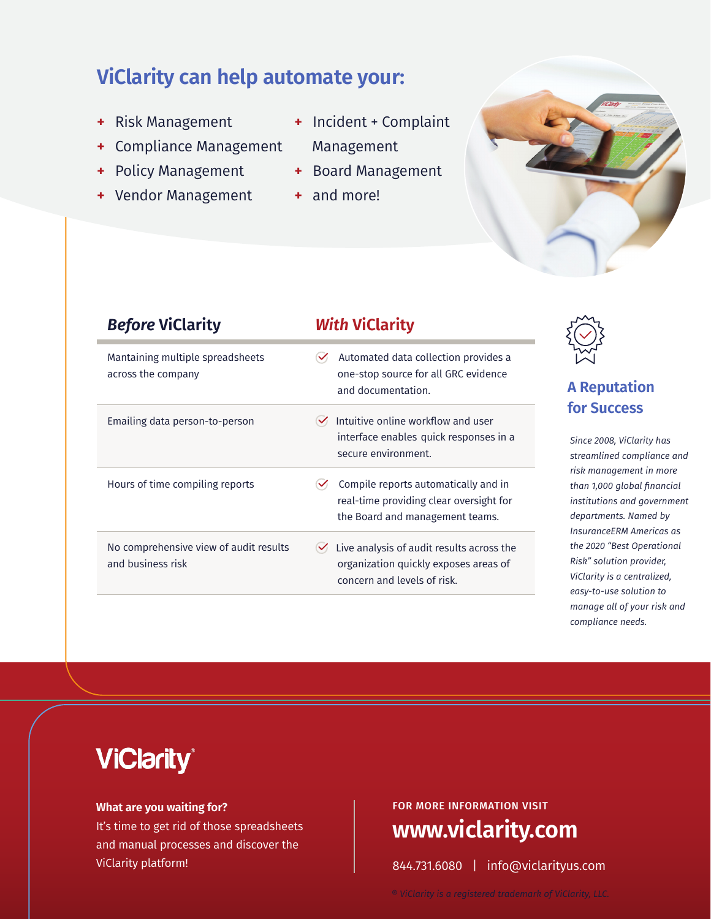## ViClarity can help automate your:

- Risk Management
- Compliance Management
- Policy Management
- Vendor Management
- Incident + Complaint Management
- Board Management
- and more!

| ***Before*** **ViClarity** | ***With*** **ViClarity** |
|---|---|
| Mantaining multiple spreadsheets across the company | Automated data collection provides a one-stop source for all GRC evidence and documentation. |
| Emailing data person-to-person | Intuitive online workflow and user interface enables quick responses in a secure environment. |
| Hours of time compiling reports | Compile reports automatically and in real-time providing clear oversight for the Board and management teams. |
| No comprehensive view of audit results and business risk | Live analysis of audit results across the organization quickly exposes areas of concern and levels of risk. |

### A Reputation for Success

*Since 2008, ViClarity has streamlined compliance and risk management in more than 1,000 global financial institutions and government departments. Named by InsuranceERM Americas as the 2020 "Best Operational Risk" solution provider, ViClarity is a centralized, easy-to-use solution to manage all of your risk and compliance needs.*

ViClarity®

**What are you waiting for?**
It's time to get rid of those spreadsheets and manual processes and discover the ViClarity platform!

FOR MORE INFORMATION VISIT
**www.viclarity.com**

844.731.6080 | info@viclarityus.com

*® ViClarity is a registered trademark of ViClarity, LLC.*